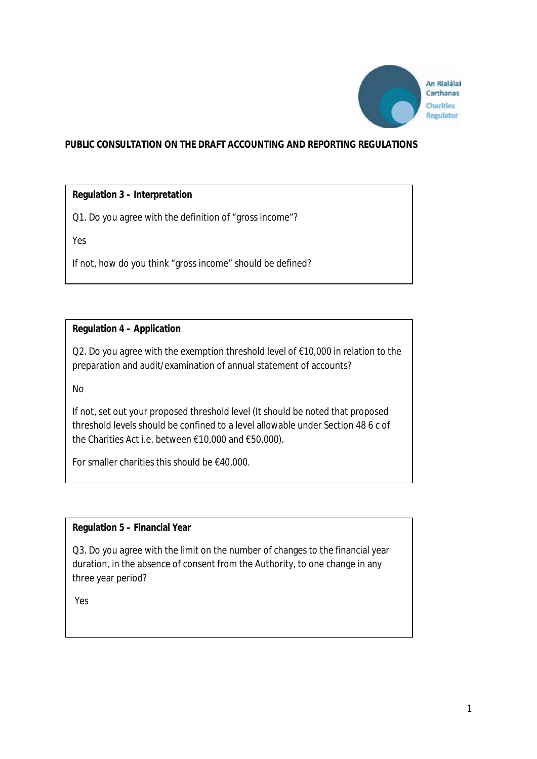**PUBLIC CONSULTATION ON THE DRAFT ACCOUNTING AND REPORTING REGULATIONS**

**Regulation 3 – Interpretation**

Q1. Do you agree with the definition of "gross income"?

Yes

If not, how do you think "gross income" should be defined?

**Regulation 4 – Application**

Q2. Do you agree with the exemption threshold level of €10,000 in relation to the preparation and audit/examination of annual statement of accounts?

No

If not, set out your proposed threshold level (It should be noted that proposed threshold levels should be confined to a level allowable under Section 48 6 c of the Charities Act i.e. between €10,000 and €50,000).

For smaller charities this should be €40,000.

**Regulation 5 – Financial Year**

Q3. Do you agree with the limit on the number of changes to the financial year duration, in the absence of consent from the Authority, to one change in any three year period?

Yes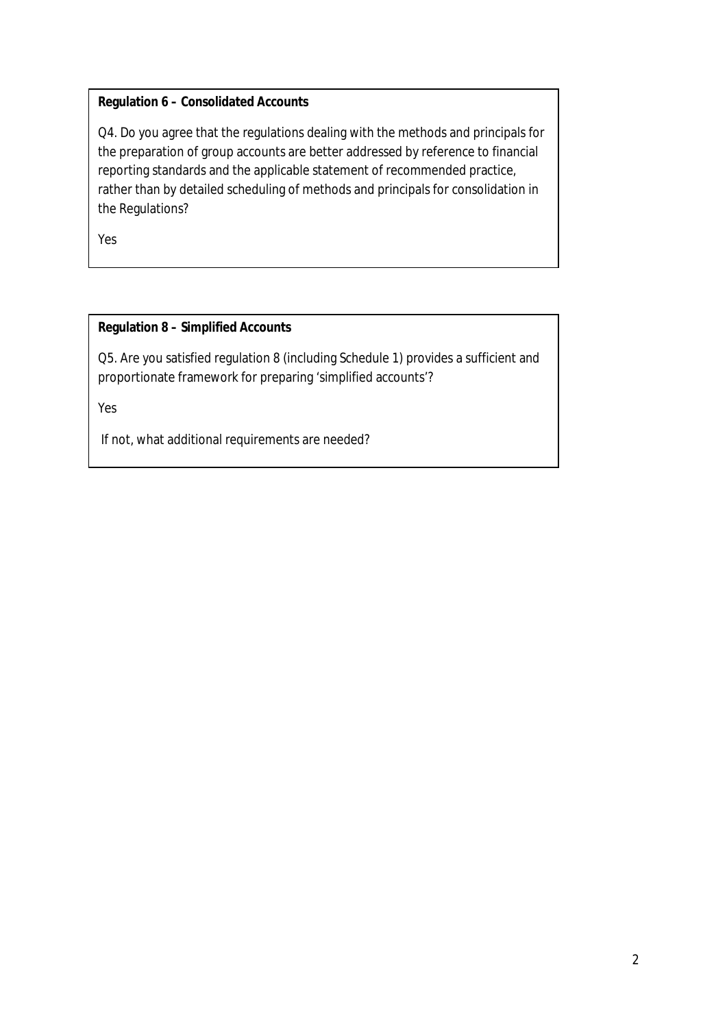**Regulation 6 – Consolidated Accounts**

Q4. Do you agree that the regulations dealing with the methods and principals for the preparation of group accounts are better addressed by reference to financial reporting standards and the applicable statement of recommended practice, rather than by detailed scheduling of methods and principals for consolidation in the Regulations?

Yes

**Regulation 8 – Simplified Accounts**

Q5. Are you satisfied regulation 8 (including Schedule 1) provides a sufficient and proportionate framework for preparing 'simplified accounts'?

Yes

If not, what additional requirements are needed?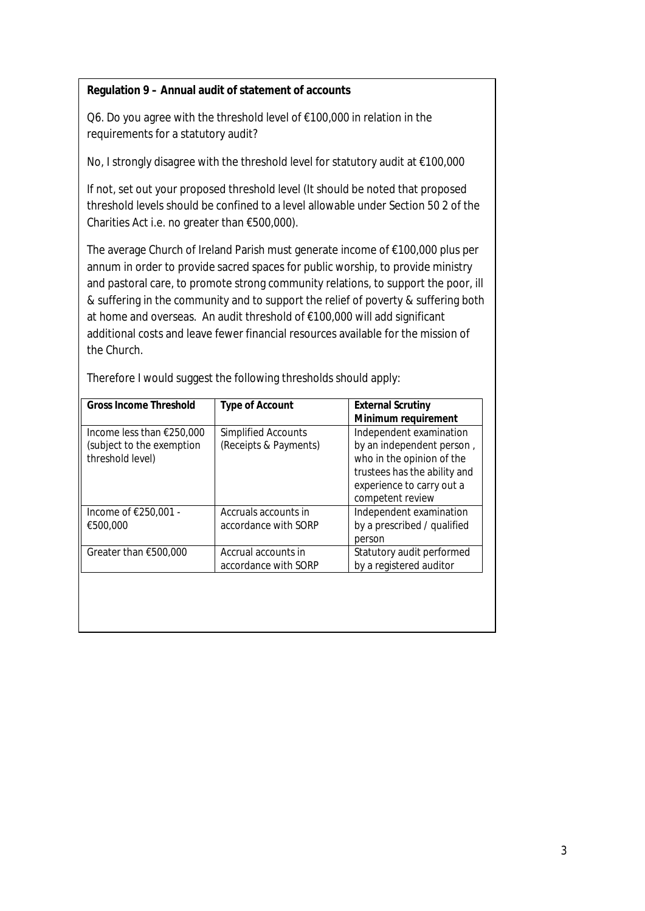**Regulation 9 – Annual audit of statement of accounts**

Q6. Do you agree with the threshold level of €100,000 in relation in the requirements for a statutory audit?

No, I strongly disagree with the threshold level for statutory audit at €100,000

If not, set out your proposed threshold level (It should be noted that proposed threshold levels should be confined to a level allowable under Section 50 2 of the Charities Act i.e. no greater than €500,000).

The average Church of Ireland Parish must generate income of €100,000 plus per annum in order to provide sacred spaces for public worship, to provide ministry and pastoral care, to promote strong community relations, to support the poor, ill & suffering in the community and to support the relief of poverty & suffering both at home and overseas. An audit threshold of €100,000 will add significant additional costs and leave fewer financial resources available for the mission of the Church.

Therefore I would suggest the following thresholds should apply:

| **Gross Income Threshold** | **Type of Account** | **External Scrutiny Minimum requirement** |
|---|---|---|
| Income less than €250,000 (subject to the exemption threshold level) | Simplified Accounts (Receipts & Payments) | Independent examination by an independent person , who in the opinion of the trustees has the ability and experience to carry out a competent review |
| Income of €250,001 - €500,000 | Accruals accounts in accordance with SORP | Independent examination by a prescribed / qualified person |
| Greater than €500,000 | Accrual accounts in accordance with SORP | Statutory audit performed by a registered auditor |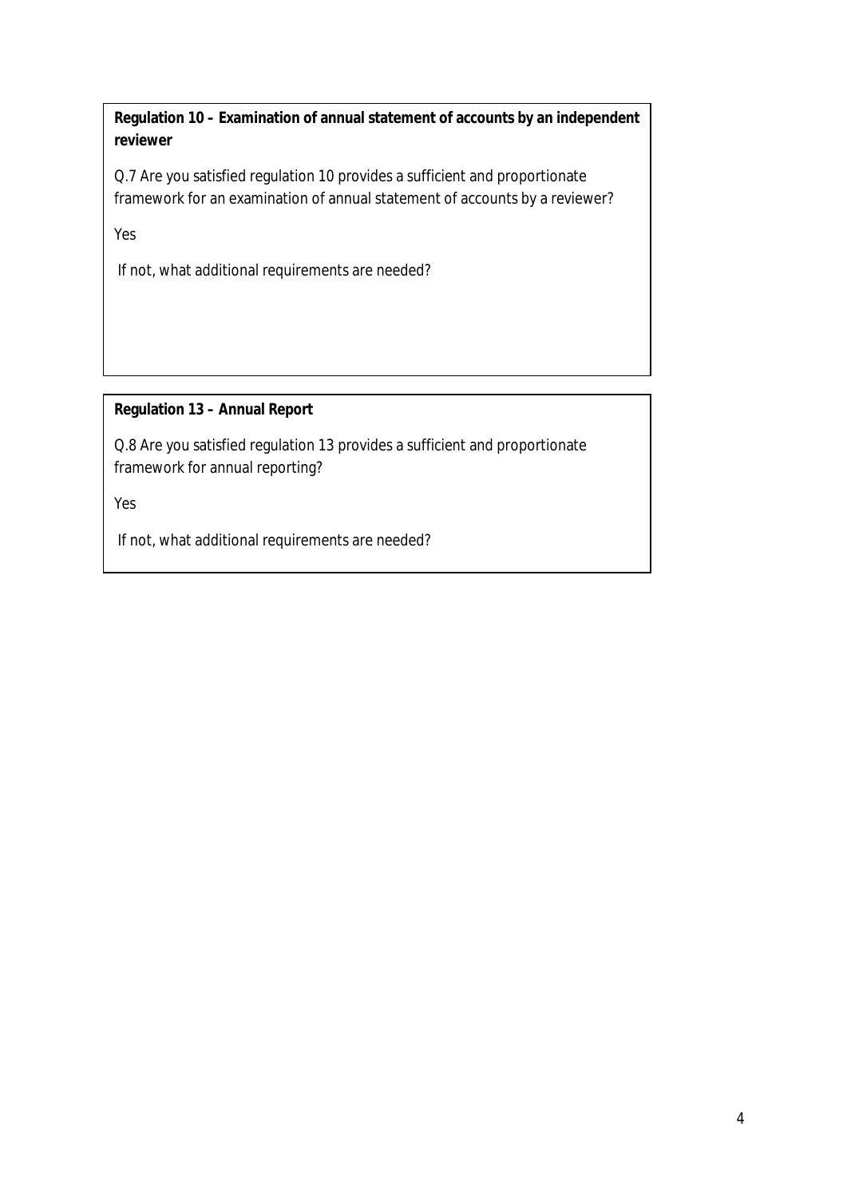**Regulation 10 – Examination of annual statement of accounts by an independent reviewer**

Q.7 Are you satisfied regulation 10 provides a sufficient and proportionate framework for an examination of annual statement of accounts by a reviewer?

Yes

If not, what additional requirements are needed?

**Regulation 13 – Annual Report**

Q.8 Are you satisfied regulation 13 provides a sufficient and proportionate framework for annual reporting?

Yes

If not, what additional requirements are needed?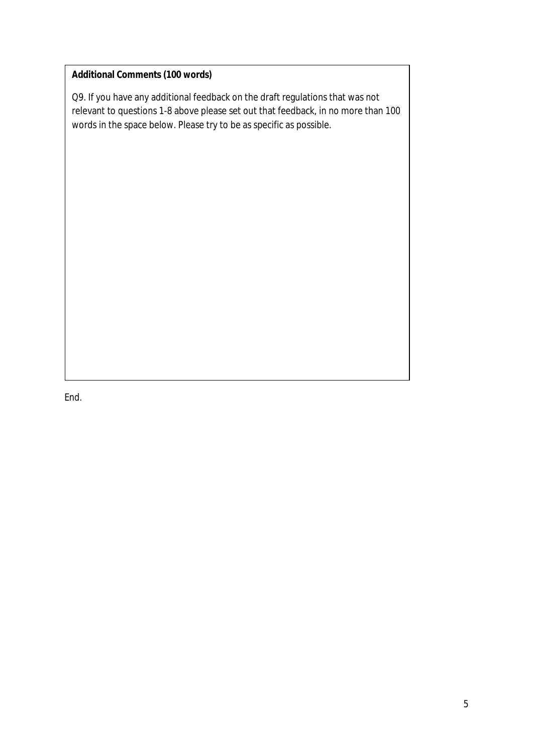**Additional Comments (100 words)**

Q9. If you have any additional feedback on the draft regulations that was not relevant to questions 1-8 above please set out that feedback, in no more than 100 words in the space below. Please try to be as specific as possible.

End.